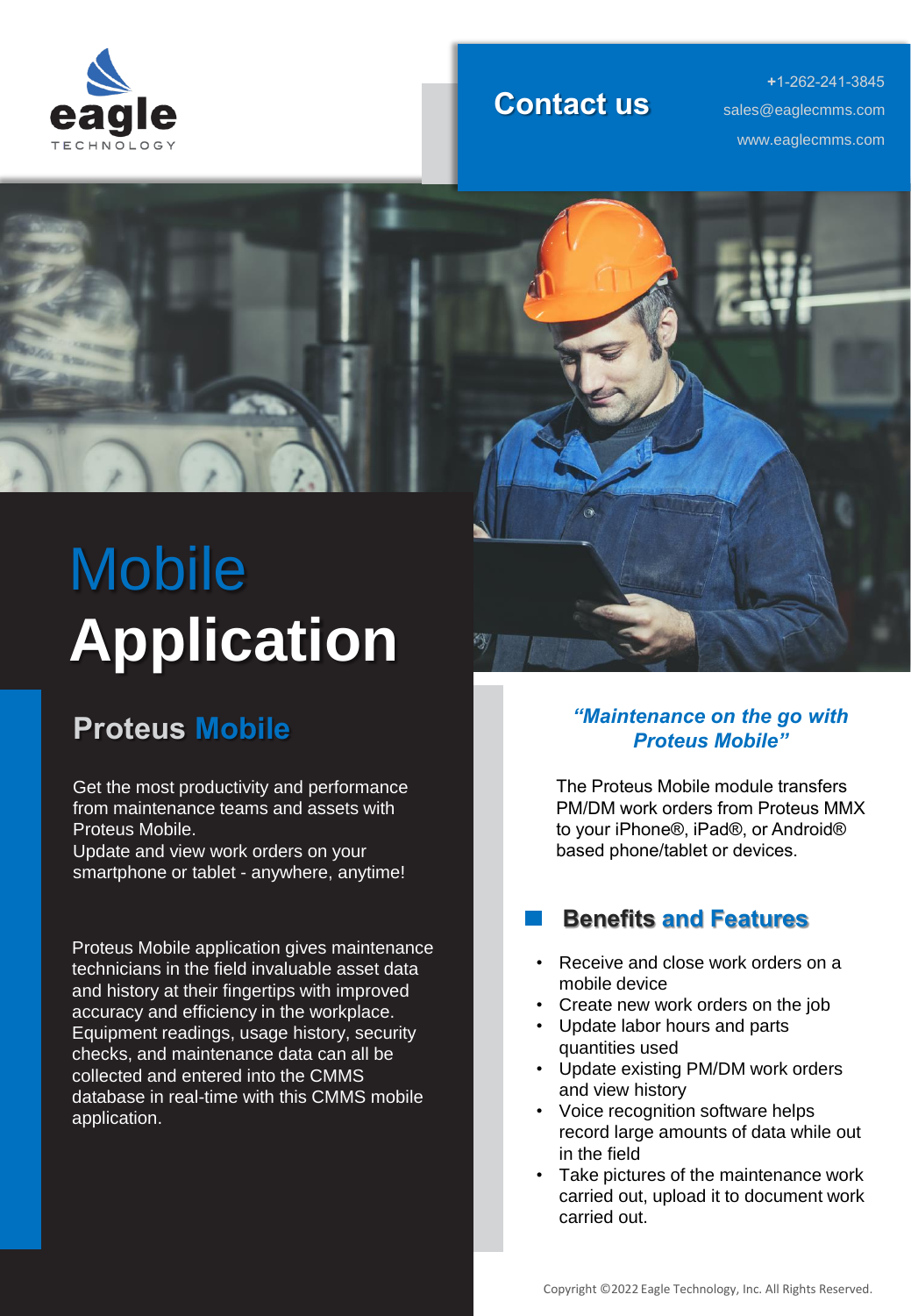eagle
TECHNOLOGY

## Contact us

+1-262-241-3845
sales@eaglecmms.com
www.eaglecmms.com

# Mobile Application

## Proteus Mobile

Get the most productivity and performance from maintenance teams and assets with Proteus Mobile.
Update and view work orders on your smartphone or tablet - anywhere, anytime!

Proteus Mobile application gives maintenance technicians in the field invaluable asset data and history at their fingertips with improved accuracy and efficiency in the workplace. Equipment readings, usage history, security checks, and maintenance data can all be collected and entered into the CMMS database in real-time with this CMMS mobile application.

***"Maintenance on the go with Proteus Mobile"***

The Proteus Mobile module transfers PM/DM work orders from Proteus MMX to your iPhone®, iPad®, or Android® based phone/tablet or devices.

## Benefits and Features

- Receive and close work orders on a mobile device
- Create new work orders on the job
- Update labor hours and parts quantities used
- Update existing PM/DM work orders and view history
- Voice recognition software helps record large amounts of data while out in the field
- Take pictures of the maintenance work carried out, upload it to document work carried out.

Copyright ©2022 Eagle Technology, Inc. All Rights Reserved.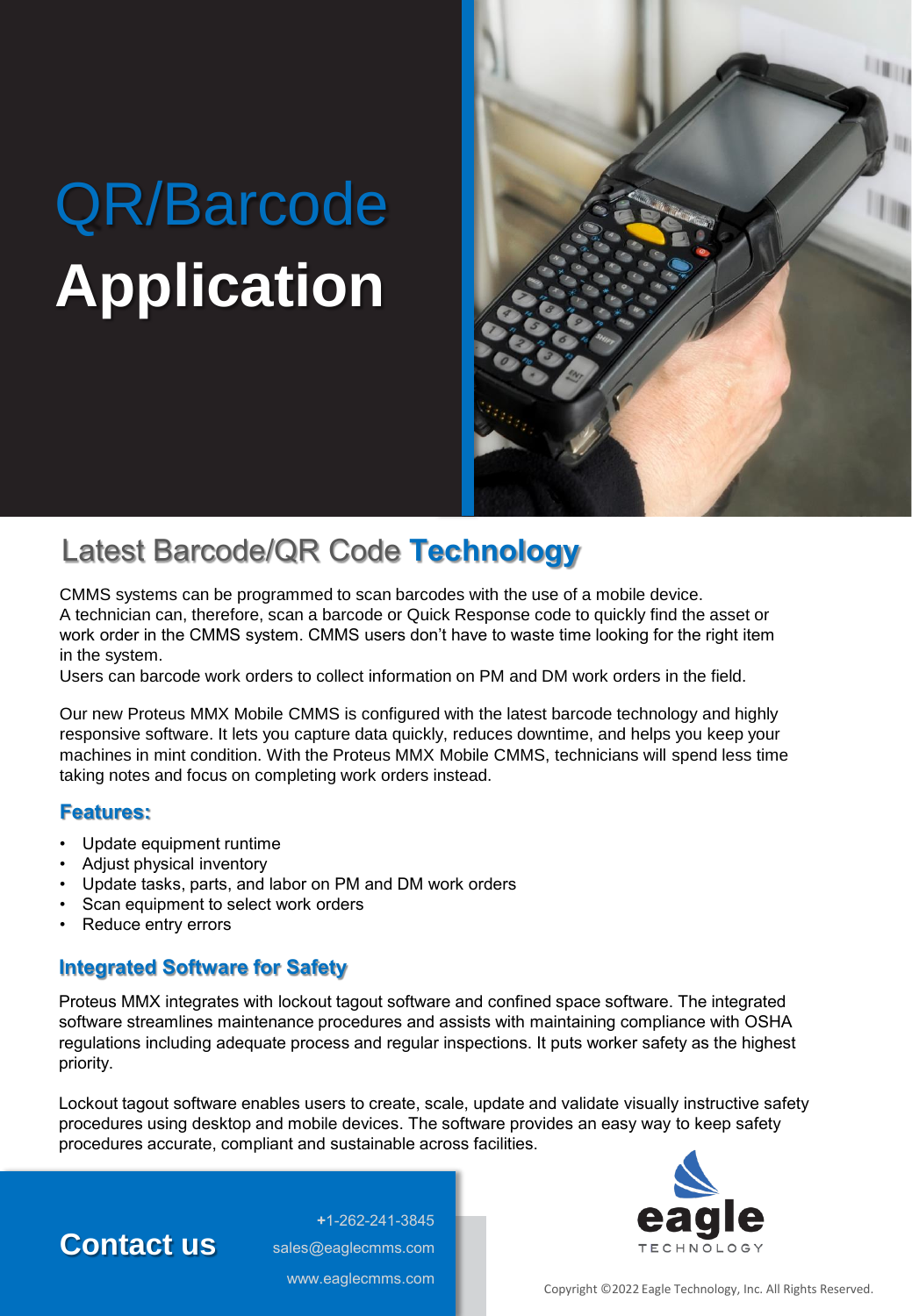# QR/Barcode **Application**

## Latest Barcode/QR Code **Technology**

CMMS systems can be programmed to scan barcodes with the use of a mobile device. A technician can, therefore, scan a barcode or Quick Response code to quickly find the asset or work order in the CMMS system. CMMS users don't have to waste time looking for the right item in the system.
Users can barcode work orders to collect information on PM and DM work orders in the field.

Our new Proteus MMX Mobile CMMS is configured with the latest barcode technology and highly responsive software. It lets you capture data quickly, reduces downtime, and helps you keep your machines in mint condition. With the Proteus MMX Mobile CMMS, technicians will spend less time taking notes and focus on completing work orders instead.

### Features:

- Update equipment runtime
- Adjust physical inventory
- Update tasks, parts, and labor on PM and DM work orders
- Scan equipment to select work orders
- Reduce entry errors

### Integrated Software for Safety

Proteus MMX integrates with lockout tagout software and confined space software. The integrated software streamlines maintenance procedures and assists with maintaining compliance with OSHA regulations including adequate process and regular inspections. It puts worker safety as the highest priority.

Lockout tagout software enables users to create, scale, update and validate visually instructive safety procedures using desktop and mobile devices. The software provides an easy way to keep safety procedures accurate, compliant and sustainable across facilities.

## Contact us

+1-262-241-3845
sales@eaglecmms.com
www.eaglecmms.com

eagle TECHNOLOGY

Copyright ©2022 Eagle Technology, Inc. All Rights Reserved.